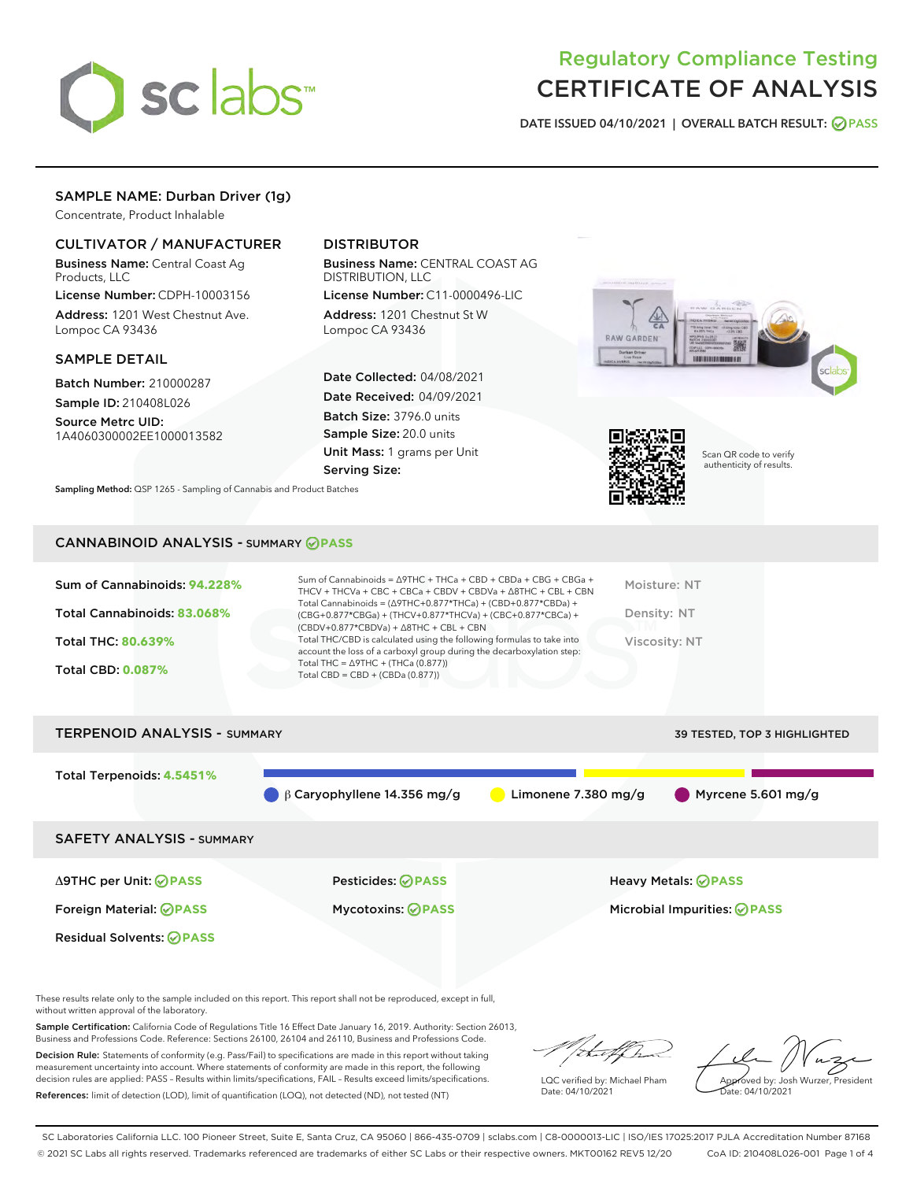# Regulatory Compliance Testing
# CERTIFICATE OF ANALYSIS

DATE ISSUED 04/10/2021 | OVERALL BATCH RESULT: PASS

## SAMPLE NAME: Durban Driver (1g)

Concentrate, Product Inhalable

### CULTIVATOR / MANUFACTURER

**Business Name:** Central Coast Ag Products, LLC

**License Number:** CDPH-10003156

**Address:** 1201 West Chestnut Ave. Lompoc CA 93436

### DISTRIBUTOR

**Business Name:** CENTRAL COAST AG DISTRIBUTION, LLC

**License Number:** C11-0000496-LIC

**Address:** 1201 Chestnut St W Lompoc CA 93436

### SAMPLE DETAIL

**Batch Number:** 210000287

**Sample ID:** 210408L026

**Source Metrc UID:** 1A4060300002EE1000013582

**Date Collected:** 04/08/2021

**Date Received:** 04/09/2021

**Batch Size:** 3796.0 units

**Sample Size:** 20.0 units

**Unit Mass:** 1 grams per Unit

**Serving Size:**

Scan QR code to verify authenticity of results.

**Sampling Method:** QSP 1265 - Sampling of Cannabis and Product Batches

## CANNABINOID ANALYSIS - SUMMARY PASS

Sum of Cannabinoids: **94.228%**

Total Cannabinoids: **83.068%**

Total THC: **80.639%**

Total CBD: **0.087%**

Sum of Cannabinoids = Δ9THC + THCa + CBD + CBDa + CBG + CBGa + THCV + THCVa + CBC + CBCa + CBDV + CBDVa + Δ8THC + CBL + CBN

Total Cannabinoids = (Δ9THC+0.877*THCa) + (CBD+0.877*CBDa) + (CBG+0.877*CBGa) + (THCV+0.877*THCVa) + (CBC+0.877*CBCa) + (CBDV+0.877*CBDVa) + Δ8THC + CBL + CBN

Total THC/CBD is calculated using the following formulas to take into account the loss of a carboxyl group during the decarboxylation step:

Total THC = Δ9THC + (THCa (0.877))

Total CBD = CBD + (CBDa (0.877))

Moisture: NT

Density: NT

Viscosity: NT

## TERPENOID ANALYSIS - SUMMARY

39 TESTED, TOP 3 HIGHLIGHTED

Total Terpenoids: **4.5451%**

β Caryophyllene 14.356 mg/g | Limonene 7.380 mg/g | Myrcene 5.601 mg/g

## SAFETY ANALYSIS - SUMMARY

Δ9THC per Unit: PASS

Pesticides: PASS

Heavy Metals: PASS

Foreign Material: PASS

Mycotoxins: PASS

Microbial Impurities: PASS

Residual Solvents: PASS

These results relate only to the sample included on this report. This report shall not be reproduced, except in full, without written approval of the laboratory.

**Sample Certification:** California Code of Regulations Title 16 Effect Date January 16, 2019. Authority: Section 26013, Business and Professions Code. Reference: Sections 26100, 26104 and 26110, Business and Professions Code.

**Decision Rule:** Statements of conformity (e.g. Pass/Fail) to specifications are made in this report without taking measurement uncertainty into account. Where statements of conformity are made in this report, the following decision rules are applied: PASS – Results within limits/specifications, FAIL – Results exceed limits/specifications.

**References:** limit of detection (LOD), limit of quantification (LOQ), not detected (ND), not tested (NT)

LQC verified by: Michael Pham
Date: 04/10/2021

Approved by: Josh Wurzer, President
Date: 04/10/2021

SC Laboratories California LLC. 100 Pioneer Street, Suite E, Santa Cruz, CA 95060 | 866-435-0709 | sclabs.com | C8-0000013-LIC | ISO/IES 17025:2017 PJLA Accreditation Number 87168
© 2021 SC Labs all rights reserved. Trademarks referenced are trademarks of either SC Labs or their respective owners. MKT00162 REV5 12/20 CoA ID: 210408L026-001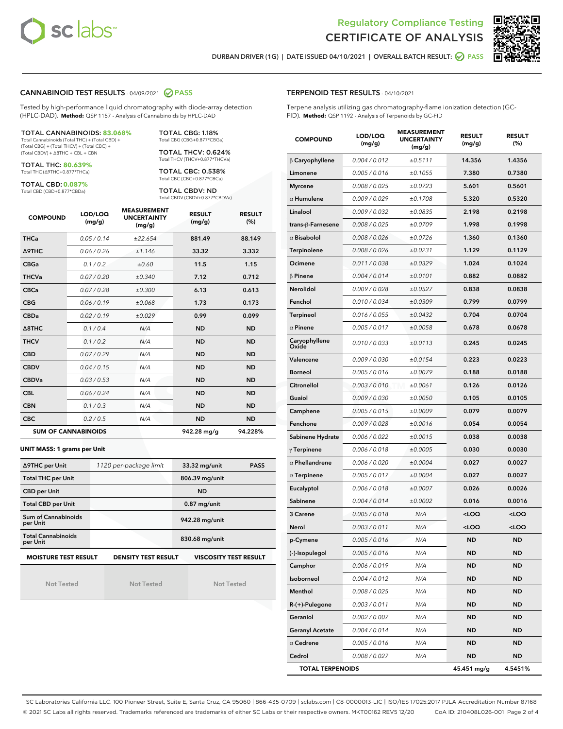# Regulatory Compliance Testing
# CERTIFICATE OF ANALYSIS

DURBAN DRIVER (1G) | DATE ISSUED 04/10/2021 | OVERALL BATCH RESULT: PASS

## CANNABINOID TEST RESULTS - 04/09/2021 PASS

Tested by high-performance liquid chromatography with diode-array detection (HPLC-DAD). **Method:** QSP 1157 - Analysis of Cannabinoids by HPLC-DAD

**TOTAL CANNABINOIDS: 83.068%**
Total Cannabinoids (Total THC) + (Total CBD) + (Total CBG) + (Total THCV) + (Total CBC) + (Total CBDV) + ∆8THC + CBL + CBN

**TOTAL THC: 80.639%**
Total THC (∆9THC+0.877*THCa)

**TOTAL CBD: 0.087%**
Total CBD (CBD+0.877*CBDa)

**TOTAL CBG: 1.18%**
Total CBG (CBG+0.877*CBGa)

**TOTAL THCV: 0.624%**
Total THCV (THCV+0.877*THCVa)

**TOTAL CBC: 0.538%**
Total CBC (CBC+0.877*CBCa)

**TOTAL CBDV: ND**
Total CBDV (CBDV+0.877*CBDVa)

| COMPOUND | LOD/LOQ (mg/g) | MEASUREMENT UNCERTAINTY (mg/g) | RESULT (mg/g) | RESULT (%) |
|---|---|---|---|---|
| THCa | 0.05 / 0.14 | ±22.654 | 881.49 | 88.149 |
| Δ9THC | 0.06 / 0.26 | ±1.146 | 33.32 | 3.332 |
| CBGa | 0.1 / 0.2 | ±0.60 | 11.5 | 1.15 |
| THCVa | 0.07 / 0.20 | ±0.340 | 7.12 | 0.712 |
| CBCa | 0.07 / 0.28 | ±0.300 | 6.13 | 0.613 |
| CBG | 0.06 / 0.19 | ±0.068 | 1.73 | 0.173 |
| CBDa | 0.02 / 0.19 | ±0.029 | 0.99 | 0.099 |
| Δ8THC | 0.1 / 0.4 | N/A | ND | ND |
| THCV | 0.1 / 0.2 | N/A | ND | ND |
| CBD | 0.07 / 0.29 | N/A | ND | ND |
| CBDV | 0.04 / 0.15 | N/A | ND | ND |
| CBDVa | 0.03 / 0.53 | N/A | ND | ND |
| CBL | 0.06 / 0.24 | N/A | ND | ND |
| CBN | 0.1 / 0.3 | N/A | ND | ND |
| CBC | 0.2 / 0.5 | N/A | ND | ND |
| **SUM OF CANNABINOIDS** | | | 942.28 mg/g | 94.228% |

**UNIT MASS: 1 grams per Unit**

| | | | |
|---|---|---|---|
| Δ9THC per Unit | 1120 per-package limit | 33.32 mg/unit | PASS |
| Total THC per Unit | | 806.39 mg/unit | |
| CBD per Unit | | ND | |
| Total CBD per Unit | | 0.87 mg/unit | |
| Sum of Cannabinoids per Unit | | 942.28 mg/unit | |
| Total Cannabinoids per Unit | | 830.68 mg/unit | |

| MOISTURE TEST RESULT | DENSITY TEST RESULT | VISCOSITY TEST RESULT |
|---|---|---|
| Not Tested | Not Tested | Not Tested |

## TERPENOID TEST RESULTS - 04/10/2021

Terpene analysis utilizing gas chromatography-flame ionization detection (GC-FID). **Method:** QSP 1192 - Analysis of Terpenoids by GC-FID

| COMPOUND | LOD/LOQ (mg/g) | MEASUREMENT UNCERTAINTY (mg/g) | RESULT (mg/g) | RESULT (%) |
|---|---|---|---|---|
| β Caryophyllene | 0.004 / 0.012 | ±0.5111 | 14.356 | 1.4356 |
| Limonene | 0.005 / 0.016 | ±0.1055 | 7.380 | 0.7380 |
| Myrcene | 0.008 / 0.025 | ±0.0723 | 5.601 | 0.5601 |
| α Humulene | 0.009 / 0.029 | ±0.1708 | 5.320 | 0.5320 |
| Linalool | 0.009 / 0.032 | ±0.0835 | 2.198 | 0.2198 |
| trans-β-Farnesene | 0.008 / 0.025 | ±0.0709 | 1.998 | 0.1998 |
| α Bisabolol | 0.008 / 0.026 | ±0.0726 | 1.360 | 0.1360 |
| Terpinolene | 0.008 / 0.026 | ±0.0231 | 1.129 | 0.1129 |
| Ocimene | 0.011 / 0.038 | ±0.0329 | 1.024 | 0.1024 |
| β Pinene | 0.004 / 0.014 | ±0.0101 | 0.882 | 0.0882 |
| Nerolidol | 0.009 / 0.028 | ±0.0527 | 0.838 | 0.0838 |
| Fenchol | 0.010 / 0.034 | ±0.0309 | 0.799 | 0.0799 |
| Terpineol | 0.016 / 0.055 | ±0.0432 | 0.704 | 0.0704 |
| α Pinene | 0.005 / 0.017 | ±0.0058 | 0.678 | 0.0678 |
| Caryophyllene Oxide | 0.010 / 0.033 | ±0.0113 | 0.245 | 0.0245 |
| Valencene | 0.009 / 0.030 | ±0.0154 | 0.223 | 0.0223 |
| Borneol | 0.005 / 0.016 | ±0.0079 | 0.188 | 0.0188 |
| Citronellol | 0.003 / 0.010 | ±0.0061 | 0.126 | 0.0126 |
| Guaiol | 0.009 / 0.030 | ±0.0050 | 0.105 | 0.0105 |
| Camphene | 0.005 / 0.015 | ±0.0009 | 0.079 | 0.0079 |
| Fenchone | 0.009 / 0.028 | ±0.0016 | 0.054 | 0.0054 |
| Sabinene Hydrate | 0.006 / 0.022 | ±0.0015 | 0.038 | 0.0038 |
| γ Terpinene | 0.006 / 0.018 | ±0.0005 | 0.030 | 0.0030 |
| α Phellandrene | 0.006 / 0.020 | ±0.0004 | 0.027 | 0.0027 |
| α Terpinene | 0.005 / 0.017 | ±0.0004 | 0.027 | 0.0027 |
| Eucalyptol | 0.006 / 0.018 | ±0.0007 | 0.026 | 0.0026 |
| Sabinene | 0.004 / 0.014 | ±0.0002 | 0.016 | 0.0016 |
| 3 Carene | 0.005 / 0.018 | N/A | <LOQ | <LOQ |
| Nerol | 0.003 / 0.011 | N/A | <LOQ | <LOQ |
| p-Cymene | 0.005 / 0.016 | N/A | ND | ND |
| (-)-Isopulegol | 0.005 / 0.016 | N/A | ND | ND |
| Camphor | 0.006 / 0.019 | N/A | ND | ND |
| Isoborneol | 0.004 / 0.012 | N/A | ND | ND |
| Menthol | 0.008 / 0.025 | N/A | ND | ND |
| R-(+)-Pulegone | 0.003 / 0.011 | N/A | ND | ND |
| Geraniol | 0.002 / 0.007 | N/A | ND | ND |
| Geranyl Acetate | 0.004 / 0.014 | N/A | ND | ND |
| α Cedrene | 0.005 / 0.016 | N/A | ND | ND |
| Cedrol | 0.008 / 0.027 | N/A | ND | ND |
| **TOTAL TERPENOIDS** | | | 45.451 mg/g | 4.5451% |

SC Laboratories California LLC. 100 Pioneer Street, Suite E, Santa Cruz, CA 95060 | 866-435-0709 | sclabs.com | C8-0000013-LIC | ISO/IES 17025:2017 PJLA Accreditation Number 87168
© 2021 SC Labs all rights reserved. Trademarks referenced are trademarks of either SC Labs or their respective owners. MKT00162 REV5 12/20 CoA ID: 210408L026-001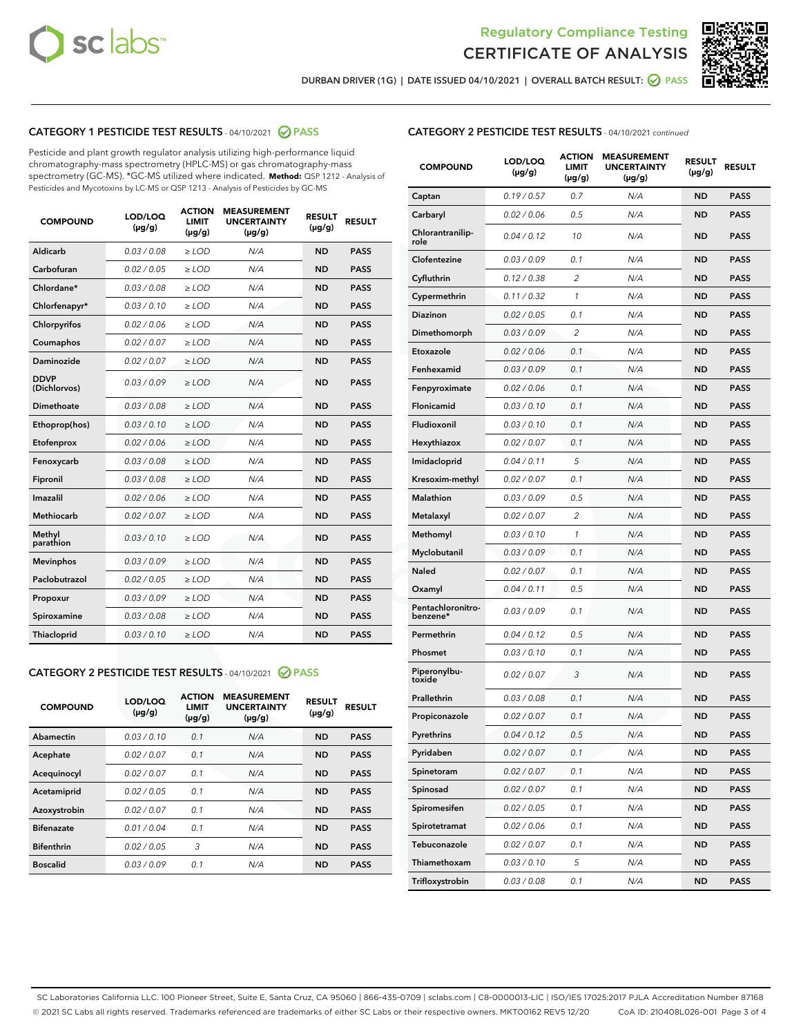# Regulatory Compliance Testing
# CERTIFICATE OF ANALYSIS

DURBAN DRIVER (1G) | DATE ISSUED 04/10/2021 | OVERALL BATCH RESULT: PASS

## CATEGORY 1 PESTICIDE TEST RESULTS - 04/10/2021 PASS

Pesticide and plant growth regulator analysis utilizing high-performance liquid chromatography-mass spectrometry (HPLC-MS) or gas chromatography-mass spectrometry (GC-MS). *GC-MS utilized where indicated. **Method:** QSP 1212 - Analysis of Pesticides and Mycotoxins by LC-MS or QSP 1213 - Analysis of Pesticides by GC-MS

| COMPOUND | LOD/LOQ (µg/g) | ACTION LIMIT (µg/g) | MEASUREMENT UNCERTAINTY (µg/g) | RESULT (µg/g) | RESULT |
|---|---|---|---|---|---|
| Aldicarb | 0.03 / 0.08 | ≥ LOD | N/A | ND | PASS |
| Carbofuran | 0.02 / 0.05 | ≥ LOD | N/A | ND | PASS |
| Chlordane* | 0.03 / 0.08 | ≥ LOD | N/A | ND | PASS |
| Chlorfenapyr* | 0.03 / 0.10 | ≥ LOD | N/A | ND | PASS |
| Chlorpyrifos | 0.02 / 0.06 | ≥ LOD | N/A | ND | PASS |
| Coumaphos | 0.02 / 0.07 | ≥ LOD | N/A | ND | PASS |
| Daminozide | 0.02 / 0.07 | ≥ LOD | N/A | ND | PASS |
| DDVP (Dichlorvos) | 0.03 / 0.09 | ≥ LOD | N/A | ND | PASS |
| Dimethoate | 0.03 / 0.08 | ≥ LOD | N/A | ND | PASS |
| Ethoprop(hos) | 0.03 / 0.10 | ≥ LOD | N/A | ND | PASS |
| Etofenprox | 0.02 / 0.06 | ≥ LOD | N/A | ND | PASS |
| Fenoxycarb | 0.03 / 0.08 | ≥ LOD | N/A | ND | PASS |
| Fipronil | 0.03 / 0.08 | ≥ LOD | N/A | ND | PASS |
| Imazalil | 0.02 / 0.06 | ≥ LOD | N/A | ND | PASS |
| Methiocarb | 0.02 / 0.07 | ≥ LOD | N/A | ND | PASS |
| Methyl parathion | 0.03 / 0.10 | ≥ LOD | N/A | ND | PASS |
| Mevinphos | 0.03 / 0.09 | ≥ LOD | N/A | ND | PASS |
| Paclobutrazol | 0.02 / 0.05 | ≥ LOD | N/A | ND | PASS |
| Propoxur | 0.03 / 0.09 | ≥ LOD | N/A | ND | PASS |
| Spiroxamine | 0.03 / 0.08 | ≥ LOD | N/A | ND | PASS |
| Thiacloprid | 0.03 / 0.10 | ≥ LOD | N/A | ND | PASS |

## CATEGORY 2 PESTICIDE TEST RESULTS - 04/10/2021 PASS

| COMPOUND | LOD/LOQ (µg/g) | ACTION LIMIT (µg/g) | MEASUREMENT UNCERTAINTY (µg/g) | RESULT (µg/g) | RESULT |
|---|---|---|---|---|---|
| Abamectin | 0.03 / 0.10 | 0.1 | N/A | ND | PASS |
| Acephate | 0.02 / 0.07 | 0.1 | N/A | ND | PASS |
| Acequinocyl | 0.02 / 0.07 | 0.1 | N/A | ND | PASS |
| Acetamiprid | 0.02 / 0.05 | 0.1 | N/A | ND | PASS |
| Azoxystrobin | 0.02 / 0.07 | 0.1 | N/A | ND | PASS |
| Bifenazate | 0.01 / 0.04 | 0.1 | N/A | ND | PASS |
| Bifenthrin | 0.02 / 0.05 | 3 | N/A | ND | PASS |
| Boscalid | 0.03 / 0.09 | 0.1 | N/A | ND | PASS |
| Captan | 0.19 / 0.57 | 0.7 | N/A | ND | PASS |
| Carbaryl | 0.02 / 0.06 | 0.5 | N/A | ND | PASS |
| Chlorantraniliprole | 0.04 / 0.12 | 10 | N/A | ND | PASS |
| Clofentezine | 0.03 / 0.09 | 0.1 | N/A | ND | PASS |
| Cyfluthrin | 0.12 / 0.38 | 2 | N/A | ND | PASS |
| Cypermethrin | 0.11 / 0.32 | 1 | N/A | ND | PASS |
| Diazinon | 0.02 / 0.05 | 0.1 | N/A | ND | PASS |
| Dimethomorph | 0.03 / 0.09 | 2 | N/A | ND | PASS |
| Etoxazole | 0.02 / 0.06 | 0.1 | N/A | ND | PASS |
| Fenhexamid | 0.03 / 0.09 | 0.1 | N/A | ND | PASS |
| Fenpyroximate | 0.02 / 0.06 | 0.1 | N/A | ND | PASS |
| Flonicamid | 0.03 / 0.10 | 0.1 | N/A | ND | PASS |
| Fludioxonil | 0.03 / 0.10 | 0.1 | N/A | ND | PASS |
| Hexythiazox | 0.02 / 0.07 | 0.1 | N/A | ND | PASS |
| Imidacloprid | 0.04 / 0.11 | 5 | N/A | ND | PASS |
| Kresoxim-methyl | 0.02 / 0.07 | 0.1 | N/A | ND | PASS |
| Malathion | 0.03 / 0.09 | 0.5 | N/A | ND | PASS |
| Metalaxyl | 0.02 / 0.07 | 2 | N/A | ND | PASS |
| Methomyl | 0.03 / 0.10 | 1 | N/A | ND | PASS |
| Myclobutanil | 0.03 / 0.09 | 0.1 | N/A | ND | PASS |
| Naled | 0.02 / 0.07 | 0.1 | N/A | ND | PASS |
| Oxamyl | 0.04 / 0.11 | 0.5 | N/A | ND | PASS |
| Pentachloronitrobenzene* | 0.03 / 0.09 | 0.1 | N/A | ND | PASS |
| Permethrin | 0.04 / 0.12 | 0.5 | N/A | ND | PASS |
| Phosmet | 0.03 / 0.10 | 0.1 | N/A | ND | PASS |
| Piperonylbutoxide | 0.02 / 0.07 | 3 | N/A | ND | PASS |
| Prallethrin | 0.03 / 0.08 | 0.1 | N/A | ND | PASS |
| Propiconazole | 0.02 / 0.07 | 0.1 | N/A | ND | PASS |
| Pyrethrins | 0.04 / 0.12 | 0.5 | N/A | ND | PASS |
| Pyridaben | 0.02 / 0.07 | 0.1 | N/A | ND | PASS |
| Spinetoram | 0.02 / 0.07 | 0.1 | N/A | ND | PASS |
| Spinosad | 0.02 / 0.07 | 0.1 | N/A | ND | PASS |
| Spiromesifen | 0.02 / 0.05 | 0.1 | N/A | ND | PASS |
| Spirotetramat | 0.02 / 0.06 | 0.1 | N/A | ND | PASS |
| Tebuconazole | 0.02 / 0.07 | 0.1 | N/A | ND | PASS |
| Thiamethoxam | 0.03 / 0.10 | 5 | N/A | ND | PASS |
| Trifloxystrobin | 0.03 / 0.08 | 0.1 | N/A | ND | PASS |

SC Laboratories California LLC. 100 Pioneer Street, Suite E, Santa Cruz, CA 95060 | 866-435-0709 | sclabs.com | C8-0000013-LIC | ISO/IES 17025:2017 PJLA Accreditation Number 87168
© 2021 SC Labs all rights reserved. Trademarks referenced are trademarks of either SC Labs or their respective owners. MKT00162 REV5 12/20 CoA ID: 210408L026-001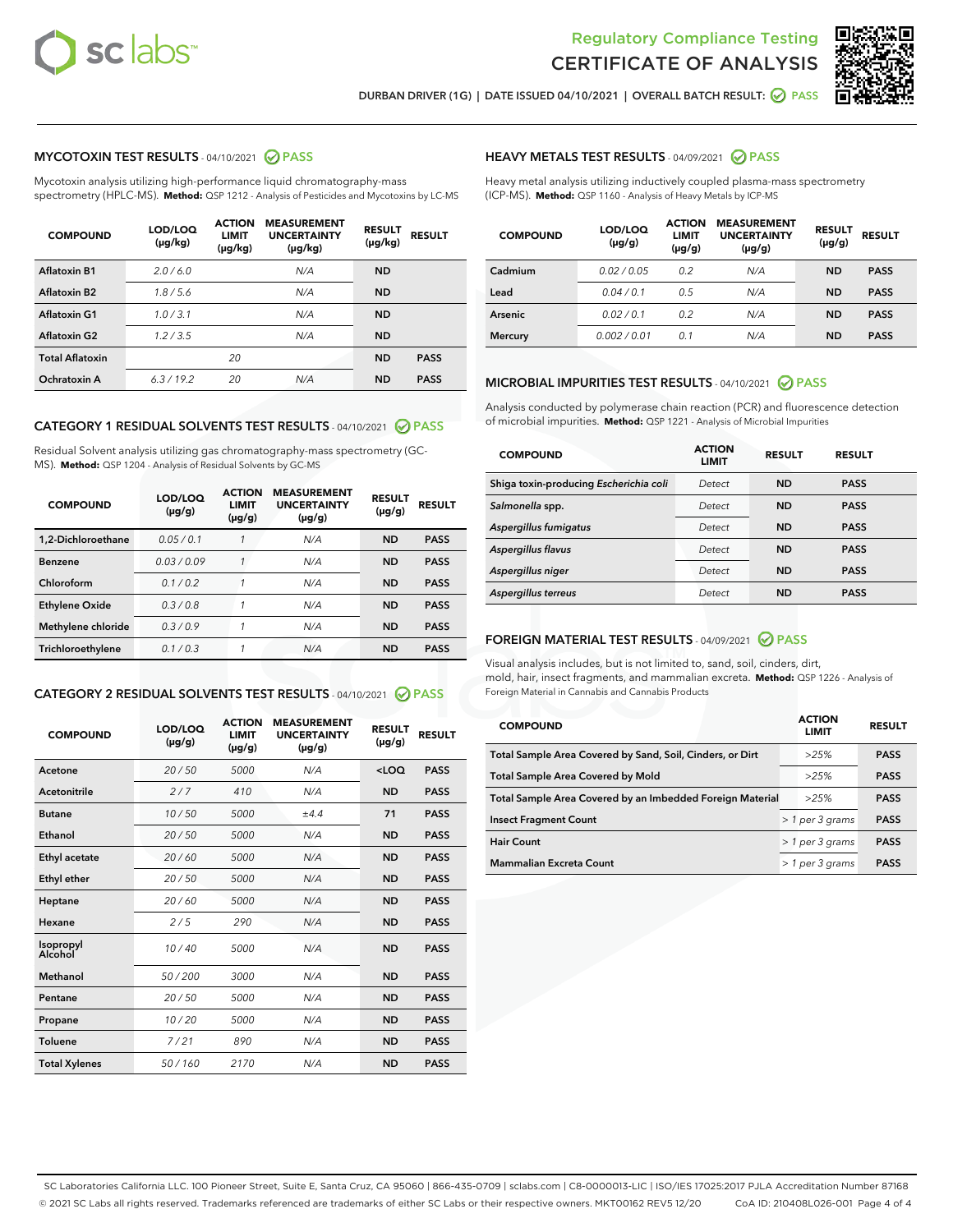Regulatory Compliance Testing
CERTIFICATE OF ANALYSIS

DURBAN DRIVER (1G) | DATE ISSUED 04/10/2021 | OVERALL BATCH RESULT: PASS

## MYCOTOXIN TEST RESULTS - 04/10/2021 PASS

Mycotoxin analysis utilizing high-performance liquid chromatography-mass spectrometry (HPLC-MS). **Method:** QSP 1212 - Analysis of Pesticides and Mycotoxins by LC-MS

| COMPOUND | LOD/LOQ (µg/kg) | ACTION LIMIT (µg/kg) | MEASUREMENT UNCERTAINTY (µg/kg) | RESULT (µg/kg) | RESULT |
|---|---|---|---|---|---|
| Aflatoxin B1 | 2.0 / 6.0 | | N/A | ND | |
| Aflatoxin B2 | 1.8 / 5.6 | | N/A | ND | |
| Aflatoxin G1 | 1.0 / 3.1 | | N/A | ND | |
| Aflatoxin G2 | 1.2 / 3.5 | | N/A | ND | |
| Total Aflatoxin | | 20 | | ND | PASS |
| Ochratoxin A | 6.3 / 19.2 | 20 | N/A | ND | PASS |

## CATEGORY 1 RESIDUAL SOLVENTS TEST RESULTS - 04/10/2021 PASS

Residual Solvent analysis utilizing gas chromatography-mass spectrometry (GC-MS). **Method:** QSP 1204 - Analysis of Residual Solvents by GC-MS

| COMPOUND | LOD/LOQ (µg/g) | ACTION LIMIT (µg/g) | MEASUREMENT UNCERTAINTY (µg/g) | RESULT (µg/g) | RESULT |
|---|---|---|---|---|---|
| 1,2-Dichloroethane | 0.05 / 0.1 | 1 | N/A | ND | PASS |
| Benzene | 0.03 / 0.09 | 1 | N/A | ND | PASS |
| Chloroform | 0.1 / 0.2 | 1 | N/A | ND | PASS |
| Ethylene Oxide | 0.3 / 0.8 | 1 | N/A | ND | PASS |
| Methylene chloride | 0.3 / 0.9 | 1 | N/A | ND | PASS |
| Trichloroethylene | 0.1 / 0.3 | 1 | N/A | ND | PASS |

## CATEGORY 2 RESIDUAL SOLVENTS TEST RESULTS - 04/10/2021 PASS

| COMPOUND | LOD/LOQ (µg/g) | ACTION LIMIT (µg/g) | MEASUREMENT UNCERTAINTY (µg/g) | RESULT (µg/g) | RESULT |
|---|---|---|---|---|---|
| Acetone | 20 / 50 | 5000 | N/A | <LOQ | PASS |
| Acetonitrile | 2 / 7 | 410 | N/A | ND | PASS |
| Butane | 10 / 50 | 5000 | ±4.4 | 71 | PASS |
| Ethanol | 20 / 50 | 5000 | N/A | ND | PASS |
| Ethyl acetate | 20 / 60 | 5000 | N/A | ND | PASS |
| Ethyl ether | 20 / 50 | 5000 | N/A | ND | PASS |
| Heptane | 20 / 60 | 5000 | N/A | ND | PASS |
| Hexane | 2 / 5 | 290 | N/A | ND | PASS |
| Isopropyl Alcohol | 10 / 40 | 5000 | N/A | ND | PASS |
| Methanol | 50 / 200 | 3000 | N/A | ND | PASS |
| Pentane | 20 / 50 | 5000 | N/A | ND | PASS |
| Propane | 10 / 20 | 5000 | N/A | ND | PASS |
| Toluene | 7 / 21 | 890 | N/A | ND | PASS |
| Total Xylenes | 50 / 160 | 2170 | N/A | ND | PASS |

## HEAVY METALS TEST RESULTS - 04/09/2021 PASS

Heavy metal analysis utilizing inductively coupled plasma-mass spectrometry (ICP-MS). **Method:** QSP 1160 - Analysis of Heavy Metals by ICP-MS

| COMPOUND | LOD/LOQ (µg/g) | ACTION LIMIT (µg/g) | MEASUREMENT UNCERTAINTY (µg/g) | RESULT (µg/g) | RESULT |
|---|---|---|---|---|---|
| Cadmium | 0.02 / 0.05 | 0.2 | N/A | ND | PASS |
| Lead | 0.04 / 0.1 | 0.5 | N/A | ND | PASS |
| Arsenic | 0.02 / 0.1 | 0.2 | N/A | ND | PASS |
| Mercury | 0.002 / 0.01 | 0.1 | N/A | ND | PASS |

## MICROBIAL IMPURITIES TEST RESULTS - 04/10/2021 PASS

Analysis conducted by polymerase chain reaction (PCR) and fluorescence detection of microbial impurities. **Method:** QSP 1221 - Analysis of Microbial Impurities

| COMPOUND | ACTION LIMIT | RESULT | RESULT |
|---|---|---|---|
| *Shiga toxin-producing Escherichia coli* | Detect | ND | PASS |
| *Salmonella* spp. | Detect | ND | PASS |
| *Aspergillus fumigatus* | Detect | ND | PASS |
| *Aspergillus flavus* | Detect | ND | PASS |
| *Aspergillus niger* | Detect | ND | PASS |
| *Aspergillus terreus* | Detect | ND | PASS |

## FOREIGN MATERIAL TEST RESULTS - 04/09/2021 PASS

Visual analysis includes, but is not limited to, sand, soil, cinders, dirt, mold, hair, insect fragments, and mammalian excreta. **Method:** QSP 1226 - Analysis of Foreign Material in Cannabis and Cannabis Products

| COMPOUND | ACTION LIMIT | RESULT |
|---|---|---|
| Total Sample Area Covered by Sand, Soil, Cinders, or Dirt | >25% | PASS |
| Total Sample Area Covered by Mold | >25% | PASS |
| Total Sample Area Covered by an Imbedded Foreign Material | >25% | PASS |
| Insect Fragment Count | > 1 per 3 grams | PASS |
| Hair Count | > 1 per 3 grams | PASS |
| Mammalian Excreta Count | > 1 per 3 grams | PASS |

SC Laboratories California LLC. 100 Pioneer Street, Suite E, Santa Cruz, CA 95060 | 866-435-0709 | sclabs.com | C8-0000013-LIC | ISO/IES 17025:2017 PJLA Accreditation Number 87168
© 2021 SC Labs all rights reserved. Trademarks referenced are trademarks of either SC Labs or their respective owners. MKT00162 REV5 12/20 CoA ID: 210408L026-001